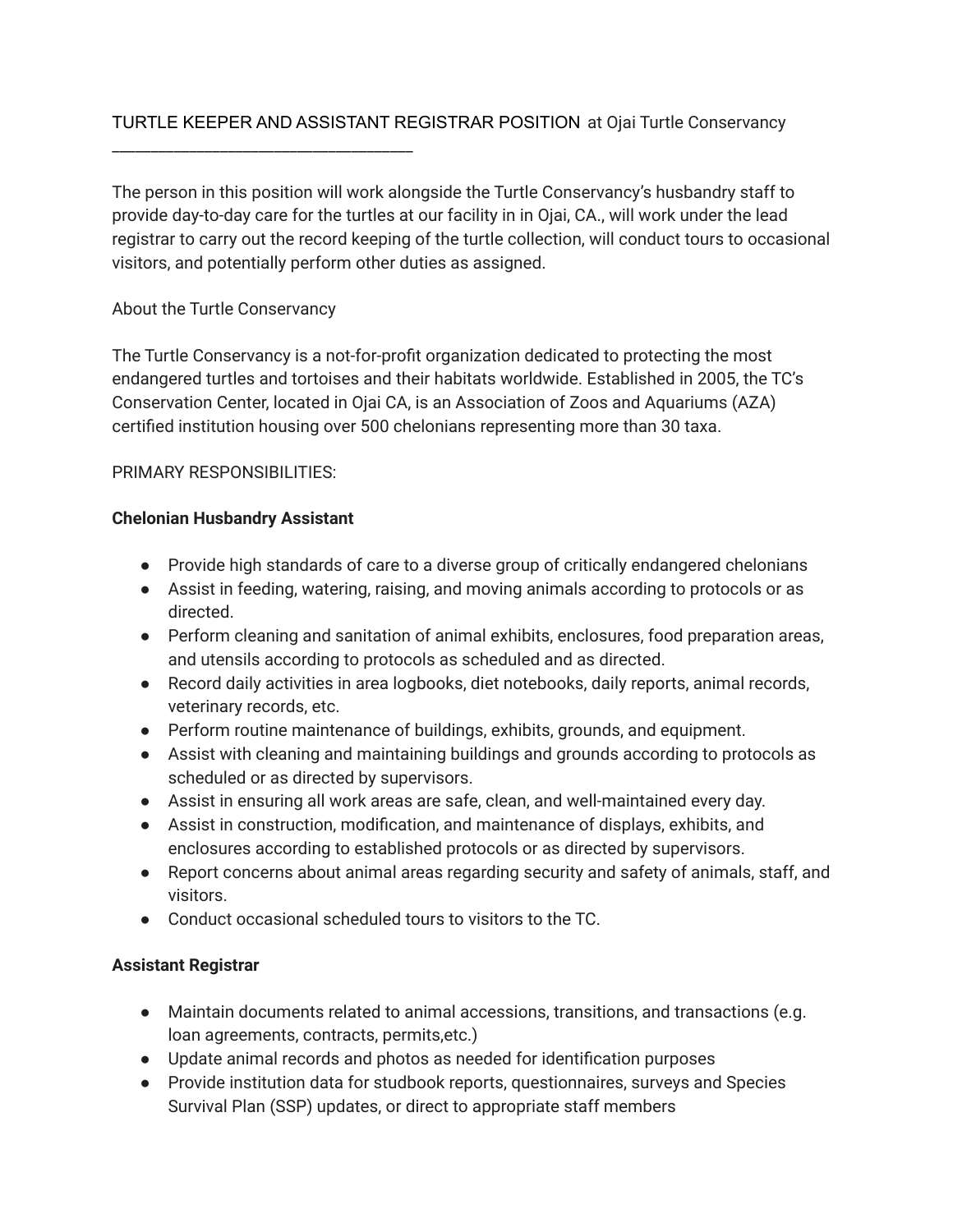TURTLE KEEPER AND ASSISTANT REGISTRAR POSITION at Ojai Turtle Conservancy

---

The person in this position will work alongside the Turtle Conservancy's husbandry staff to provide day-to-day care for the turtles at our facility in in Ojai, CA., will work under the lead registrar to carry out the record keeping of the turtle collection, will conduct tours to occasional visitors, and potentially perform other duties as assigned.

About the Turtle Conservancy

The Turtle Conservancy is a not-for-profit organization dedicated to protecting the most endangered turtles and tortoises and their habitats worldwide. Established in 2005, the TC's Conservation Center, located in Ojai CA, is an Association of Zoos and Aquariums (AZA) certified institution housing over 500 chelonians representing more than 30 taxa.

PRIMARY RESPONSIBILITIES:

**Chelonian Husbandry Assistant**

- Provide high standards of care to a diverse group of critically endangered chelonians
- Assist in feeding, watering, raising, and moving animals according to protocols or as directed.
- Perform cleaning and sanitation of animal exhibits, enclosures, food preparation areas, and utensils according to protocols as scheduled and as directed.
- Record daily activities in area logbooks, diet notebooks, daily reports, animal records, veterinary records, etc.
- Perform routine maintenance of buildings, exhibits, grounds, and equipment.
- Assist with cleaning and maintaining buildings and grounds according to protocols as scheduled or as directed by supervisors.
- Assist in ensuring all work areas are safe, clean, and well-maintained every day.
- Assist in construction, modification, and maintenance of displays, exhibits, and enclosures according to established protocols or as directed by supervisors.
- Report concerns about animal areas regarding security and safety of animals, staff, and visitors.
- Conduct occasional scheduled tours to visitors to the TC.

**Assistant Registrar**

- Maintain documents related to animal accessions, transitions, and transactions (e.g. loan agreements, contracts, permits,etc.)
- Update animal records and photos as needed for identification purposes
- Provide institution data for studbook reports, questionnaires, surveys and Species Survival Plan (SSP) updates, or direct to appropriate staff members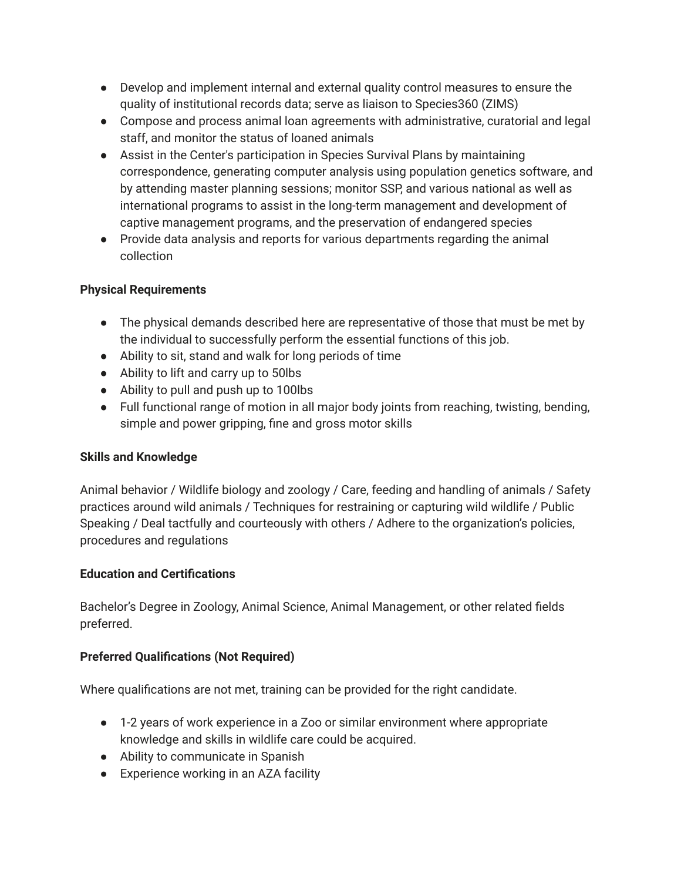- Develop and implement internal and external quality control measures to ensure the quality of institutional records data; serve as liaison to Species360 (ZIMS)
- Compose and process animal loan agreements with administrative, curatorial and legal staff, and monitor the status of loaned animals
- Assist in the Center's participation in Species Survival Plans by maintaining correspondence, generating computer analysis using population genetics software, and by attending master planning sessions; monitor SSP, and various national as well as international programs to assist in the long-term management and development of captive management programs, and the preservation of endangered species
- Provide data analysis and reports for various departments regarding the animal collection

**Physical Requirements**

- The physical demands described here are representative of those that must be met by the individual to successfully perform the essential functions of this job.
- Ability to sit, stand and walk for long periods of time
- Ability to lift and carry up to 50lbs
- Ability to pull and push up to 100lbs
- Full functional range of motion in all major body joints from reaching, twisting, bending, simple and power gripping, fine and gross motor skills

**Skills and Knowledge**

Animal behavior / Wildlife biology and zoology / Care, feeding and handling of animals / Safety practices around wild animals / Techniques for restraining or capturing wild wildlife / Public Speaking / Deal tactfully and courteously with others / Adhere to the organization's policies, procedures and regulations

**Education and Certifications**

Bachelor's Degree in Zoology, Animal Science, Animal Management, or other related fields preferred.

**Preferred Qualifications (Not Required)**

Where qualifications are not met, training can be provided for the right candidate.

- 1-2 years of work experience in a Zoo or similar environment where appropriate knowledge and skills in wildlife care could be acquired.
- Ability to communicate in Spanish
- Experience working in an AZA facility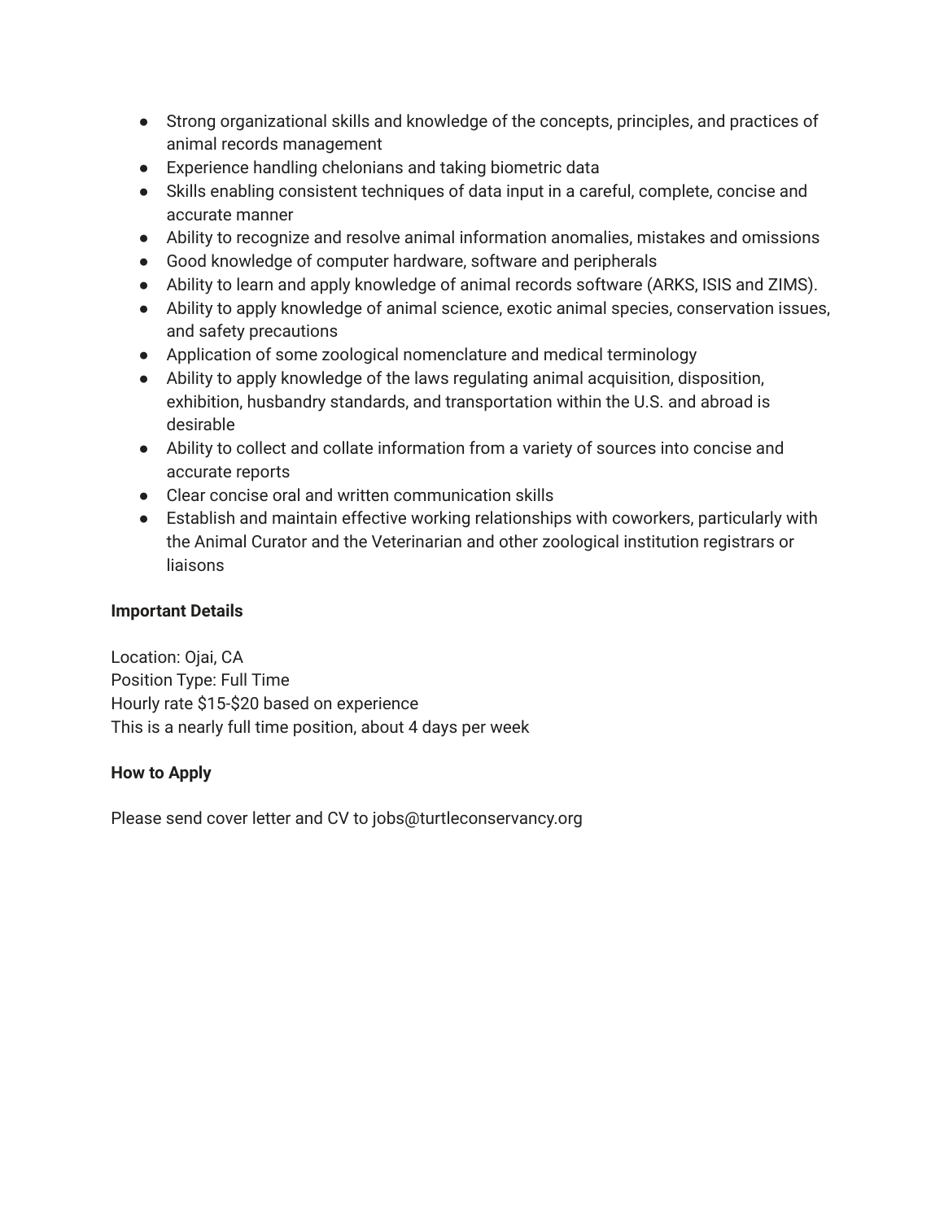- Strong organizational skills and knowledge of the concepts, principles, and practices of animal records management
- Experience handling chelonians and taking biometric data
- Skills enabling consistent techniques of data input in a careful, complete, concise and accurate manner
- Ability to recognize and resolve animal information anomalies, mistakes and omissions
- Good knowledge of computer hardware, software and peripherals
- Ability to learn and apply knowledge of animal records software (ARKS, ISIS and ZIMS).
- Ability to apply knowledge of animal science, exotic animal species, conservation issues, and safety precautions
- Application of some zoological nomenclature and medical terminology
- Ability to apply knowledge of the laws regulating animal acquisition, disposition, exhibition, husbandry standards, and transportation within the U.S. and abroad is desirable
- Ability to collect and collate information from a variety of sources into concise and accurate reports
- Clear concise oral and written communication skills
- Establish and maintain effective working relationships with coworkers, particularly with the Animal Curator and the Veterinarian and other zoological institution registrars or liaisons

**Important Details**

Location: Ojai, CA
Position Type: Full Time
Hourly rate $15-$20 based on experience
This is a nearly full time position, about 4 days per week

**How to Apply**

Please send cover letter and CV to jobs@turtleconservancy.org